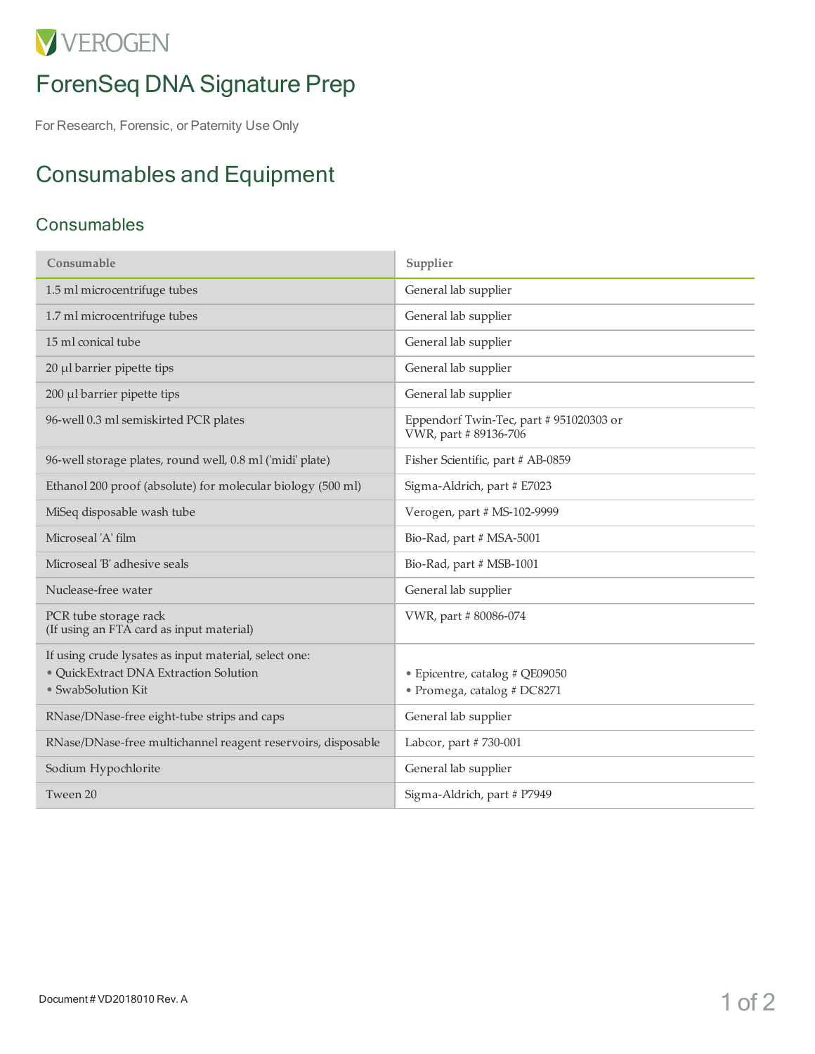VEROGEN

# ForenSeq DNA Signature Prep

For Research, Forensic, or Paternity Use Only

## Consumables and Equipment

### Consumables

| Consumable | Supplier |
|---|---|
| 1.5 ml microcentrifuge tubes | General lab supplier |
| 1.7 ml microcentrifuge tubes | General lab supplier |
| 15 ml conical tube | General lab supplier |
| 20 µl barrier pipette tips | General lab supplier |
| 200 µl barrier pipette tips | General lab supplier |
| 96-well 0.3 ml semiskirted PCR plates | Eppendorf Twin-Tec, part # 951020303 or VWR, part # 89136-706 |
| 96-well storage plates, round well, 0.8 ml ('midi' plate) | Fisher Scientific, part # AB-0859 |
| Ethanol 200 proof (absolute) for molecular biology (500 ml) | Sigma-Aldrich, part # E7023 |
| MiSeq disposable wash tube | Verogen, part # MS-102-9999 |
| Microseal 'A' film | Bio-Rad, part # MSA-5001 |
| Microseal 'B' adhesive seals | Bio-Rad, part # MSB-1001 |
| Nuclease-free water | General lab supplier |
| PCR tube storage rack (If using an FTA card as input material) | VWR, part # 80086-074 |
| If using crude lysates as input material, select one: • QuickExtract DNA Extraction Solution • SwabSolution Kit | • Epicentre, catalog # QE09050 • Promega, catalog # DC8271 |
| RNase/DNase-free eight-tube strips and caps | General lab supplier |
| RNase/DNase-free multichannel reagent reservoirs, disposable | Labcor, part # 730-001 |
| Sodium Hypochlorite | General lab supplier |
| Tween 20 | Sigma-Aldrich, part # P7949 |

Document # VD2018010 Rev. A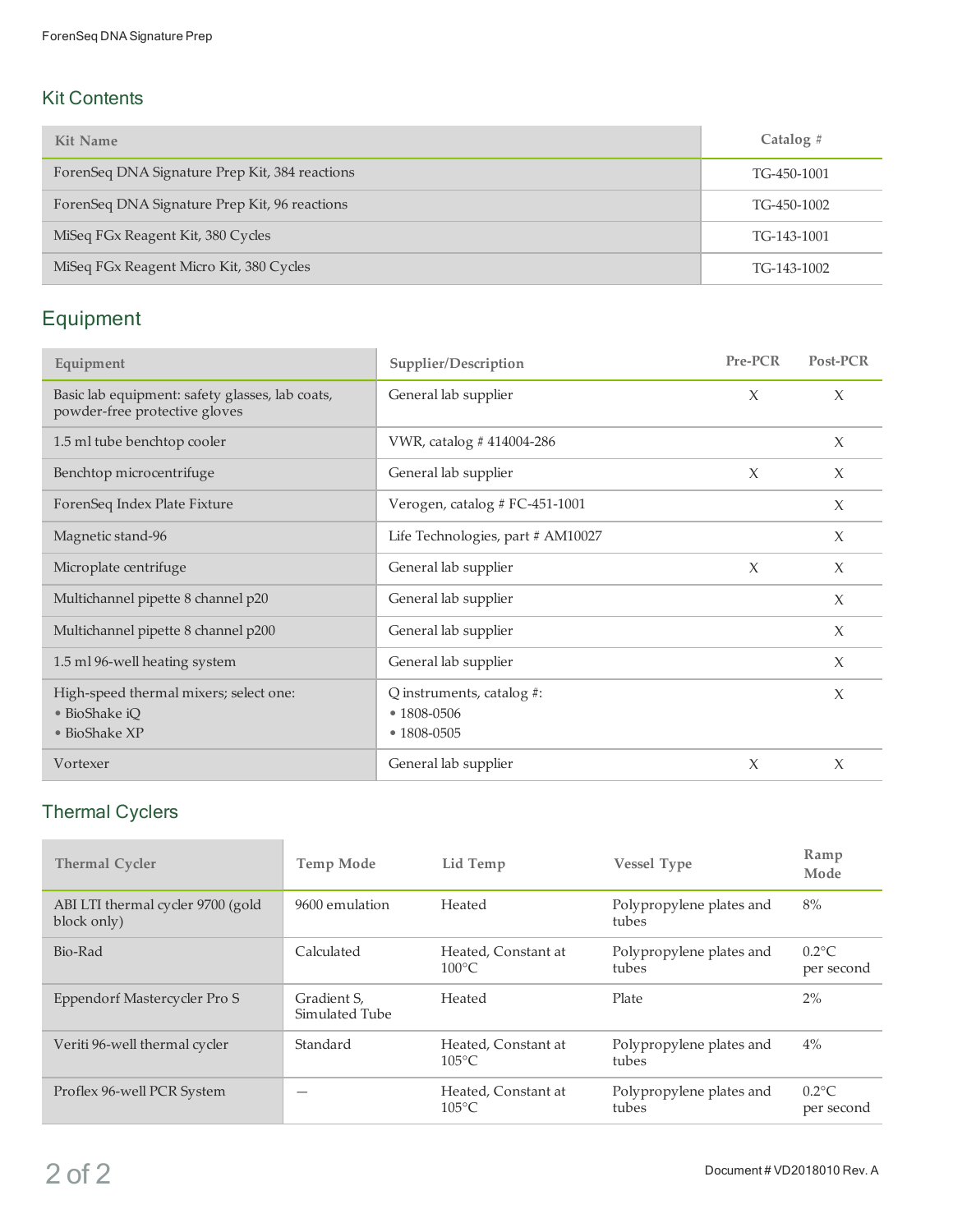## Kit Contents

| Kit Name | Catalog # |
|---|---|
| ForenSeq DNA Signature Prep Kit, 384 reactions | TG-450-1001 |
| ForenSeq DNA Signature Prep Kit, 96 reactions | TG-450-1002 |
| MiSeq FGx Reagent Kit, 380 Cycles | TG-143-1001 |
| MiSeq FGx Reagent Micro Kit, 380 Cycles | TG-143-1002 |

## Equipment

| Equipment | Supplier/Description | Pre-PCR | Post-PCR |
|---|---|---|---|
| Basic lab equipment: safety glasses, lab coats, powder-free protective gloves | General lab supplier | X | X |
| 1.5 ml tube benchtop cooler | VWR, catalog # 414004-286 | | X |
| Benchtop microcentrifuge | General lab supplier | X | X |
| ForenSeq Index Plate Fixture | Verogen, catalog # FC-451-1001 | | X |
| Magnetic stand-96 | Life Technologies, part # AM10027 | | X |
| Microplate centrifuge | General lab supplier | X | X |
| Multichannel pipette 8 channel p20 | General lab supplier | | X |
| Multichannel pipette 8 channel p200 | General lab supplier | | X |
| 1.5 ml 96-well heating system | General lab supplier | | X |
| High-speed thermal mixers; select one: • BioShake iQ • BioShake XP | Q instruments, catalog #: • 1808-0506 • 1808-0505 | | X |
| Vortexer | General lab supplier | X | X |

## Thermal Cyclers

| Thermal Cycler | Temp Mode | Lid Temp | Vessel Type | Ramp Mode |
|---|---|---|---|---|
| ABI LTI thermal cycler 9700 (gold block only) | 9600 emulation | Heated | Polypropylene plates and tubes | 8% |
| Bio-Rad | Calculated | Heated, Constant at 100°C | Polypropylene plates and tubes | 0.2°C per second |
| Eppendorf Mastercycler Pro S | Gradient S, Simulated Tube | Heated | Plate | 2% |
| Veriti 96-well thermal cycler | Standard | Heated, Constant at 105°C | Polypropylene plates and tubes | 4% |
| Proflex 96-well PCR System | — | Heated, Constant at 105°C | Polypropylene plates and tubes | 0.2°C per second |

Document # VD2018010 Rev. A